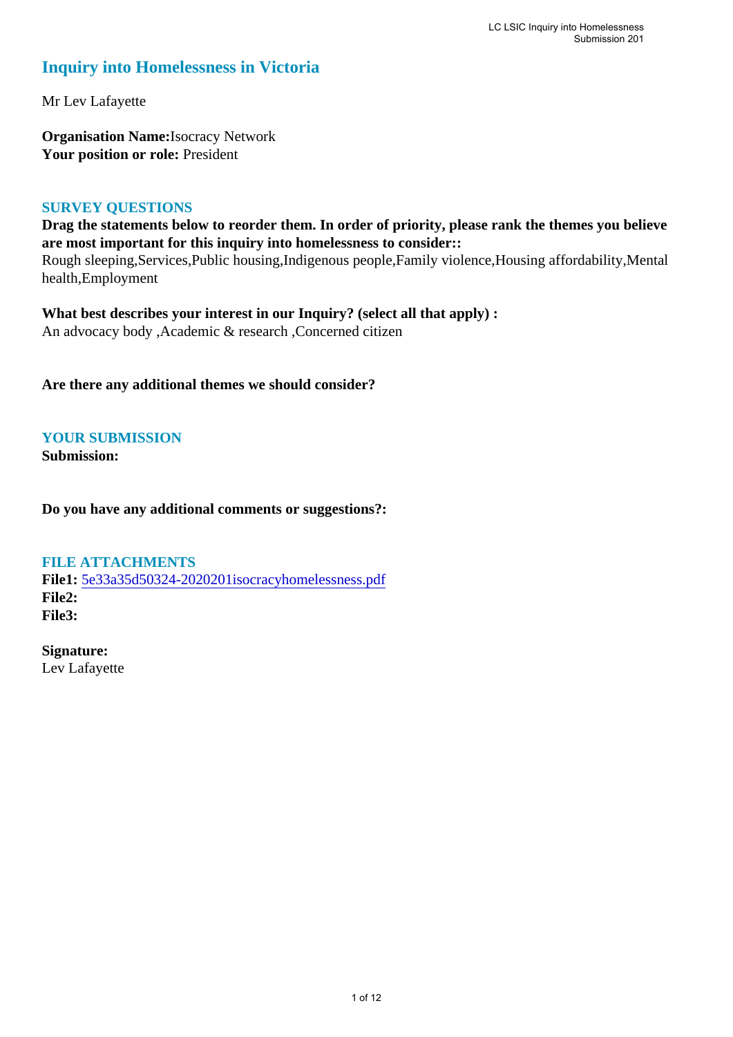# Inquiry into Homelessness in Victoria

Mr Lev Lafayette

**Organisation Name:**Isocracy Network
**Your position or role:** President

## SURVEY QUESTIONS

**Drag the statements below to reorder them. In order of priority, please rank the themes you believe are most important for this inquiry into homelessness to consider::**
Rough sleeping,Services,Public housing,Indigenous people,Family violence,Housing affordability,Mental health,Employment

**What best describes your interest in our Inquiry? (select all that apply) :**
An advocacy body ,Academic & research ,Concerned citizen

**Are there any additional themes we should consider?**

## YOUR SUBMISSION

**Submission:**

**Do you have any additional comments or suggestions?:**

## FILE ATTACHMENTS

**File1:** 5e33a35d50324-2020201isocracyhomelessness.pdf
**File2:**
**File3:**

**Signature:**
Lev Lafayette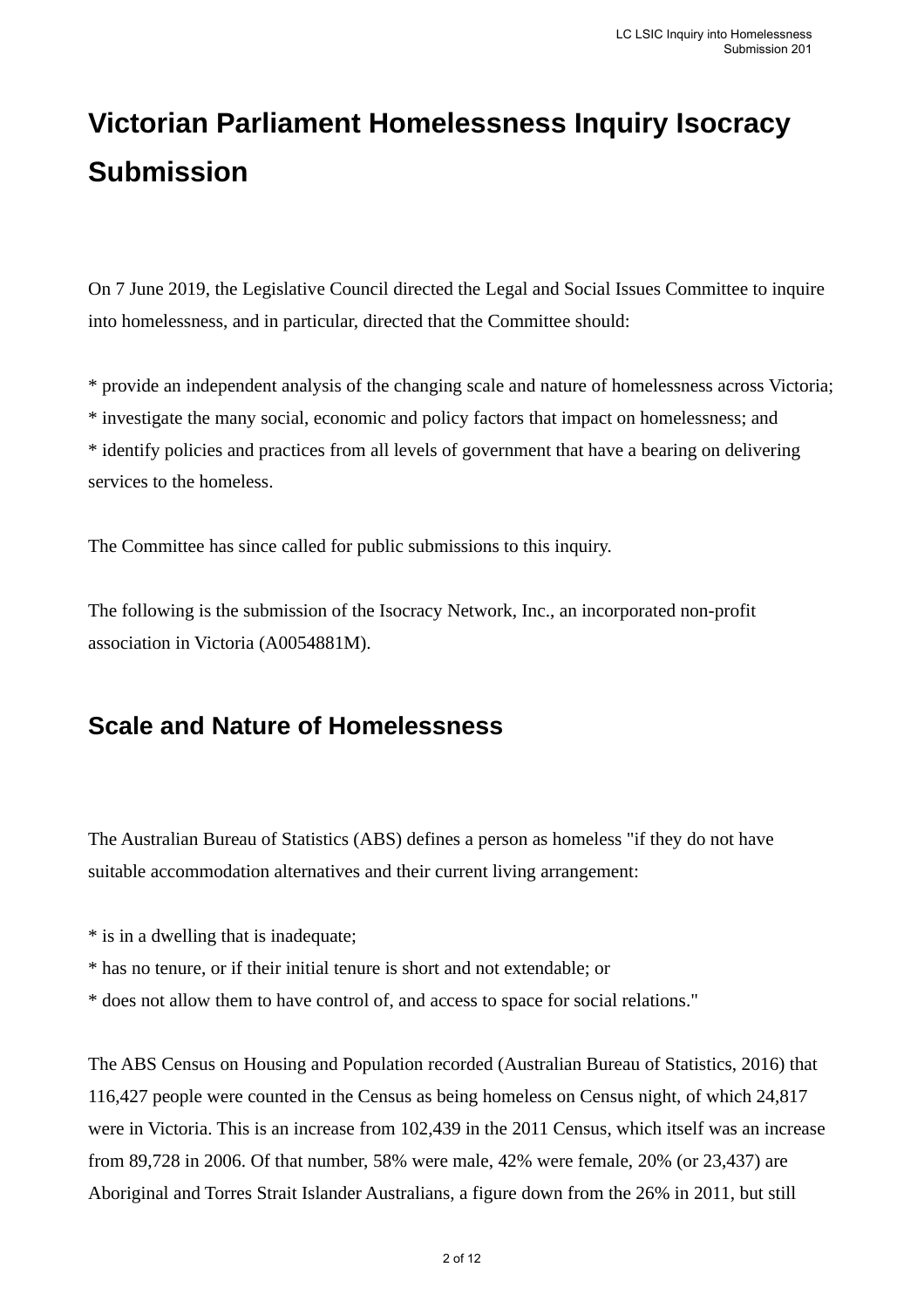# Victorian Parliament Homelessness Inquiry Isocracy Submission

On 7 June 2019, the Legislative Council directed the Legal and Social Issues Committee to inquire into homelessness, and in particular, directed that the Committee should:

* provide an independent analysis of the changing scale and nature of homelessness across Victoria;
* investigate the many social, economic and policy factors that impact on homelessness; and
* identify policies and practices from all levels of government that have a bearing on delivering services to the homeless.

The Committee has since called for public submissions to this inquiry.

The following is the submission of the Isocracy Network, Inc., an incorporated non-profit association in Victoria (A0054881M).

## Scale and Nature of Homelessness

The Australian Bureau of Statistics (ABS) defines a person as homeless "if they do not have suitable accommodation alternatives and their current living arrangement:

* is in a dwelling that is inadequate;
* has no tenure, or if their initial tenure is short and not extendable; or
* does not allow them to have control of, and access to space for social relations."

The ABS Census on Housing and Population recorded (Australian Bureau of Statistics, 2016) that 116,427 people were counted in the Census as being homeless on Census night, of which 24,817 were in Victoria. This is an increase from 102,439 in the 2011 Census, which itself was an increase from 89,728 in 2006. Of that number, 58% were male, 42% were female, 20% (or 23,437) are Aboriginal and Torres Strait Islander Australians, a figure down from the 26% in 2011, but still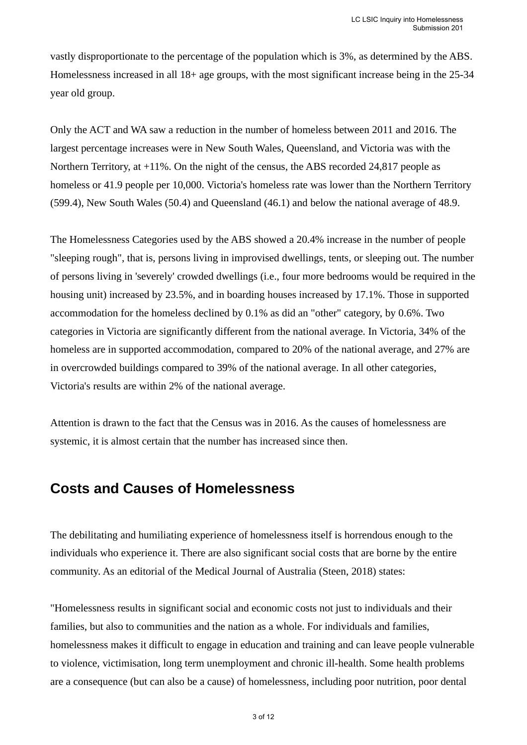vastly disproportionate to the percentage of the population which is 3%, as determined by the ABS. Homelessness increased in all 18+ age groups, with the most significant increase being in the 25-34 year old group.

Only the ACT and WA saw a reduction in the number of homeless between 2011 and 2016. The largest percentage increases were in New South Wales, Queensland, and Victoria was with the Northern Territory, at +11%. On the night of the census, the ABS recorded 24,817 people as homeless or 41.9 people per 10,000. Victoria's homeless rate was lower than the Northern Territory (599.4), New South Wales (50.4) and Queensland (46.1) and below the national average of 48.9.

The Homelessness Categories used by the ABS showed a 20.4% increase in the number of people "sleeping rough", that is, persons living in improvised dwellings, tents, or sleeping out. The number of persons living in 'severely' crowded dwellings (i.e., four more bedrooms would be required in the housing unit) increased by 23.5%, and in boarding houses increased by 17.1%. Those in supported accommodation for the homeless declined by 0.1% as did an "other" category, by 0.6%. Two categories in Victoria are significantly different from the national average. In Victoria, 34% of the homeless are in supported accommodation, compared to 20% of the national average, and 27% are in overcrowded buildings compared to 39% of the national average. In all other categories, Victoria's results are within 2% of the national average.

Attention is drawn to the fact that the Census was in 2016. As the causes of homelessness are systemic, it is almost certain that the number has increased since then.

## Costs and Causes of Homelessness

The debilitating and humiliating experience of homelessness itself is horrendous enough to the individuals who experience it. There are also significant social costs that are borne by the entire community. As an editorial of the Medical Journal of Australia (Steen, 2018) states:

"Homelessness results in significant social and economic costs not just to individuals and their families, but also to communities and the nation as a whole. For individuals and families, homelessness makes it difficult to engage in education and training and can leave people vulnerable to violence, victimisation, long term unemployment and chronic ill-health. Some health problems are a consequence (but can also be a cause) of homelessness, including poor nutrition, poor dental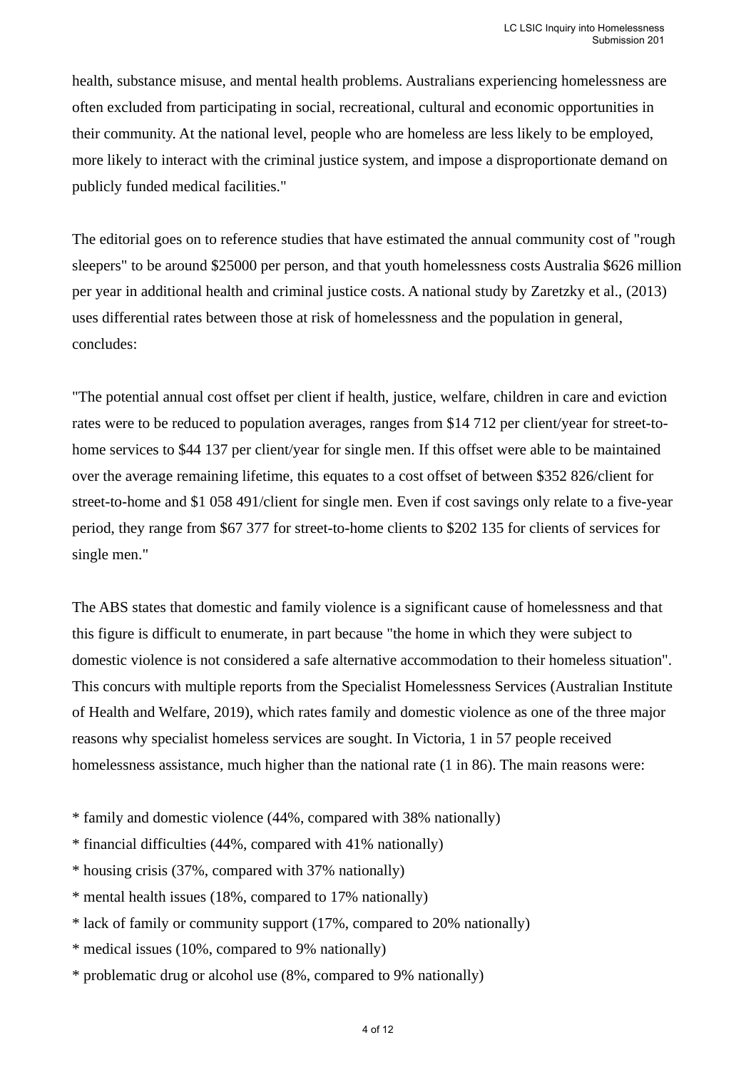health, substance misuse, and mental health problems. Australians experiencing homelessness are often excluded from participating in social, recreational, cultural and economic opportunities in their community. At the national level, people who are homeless are less likely to be employed, more likely to interact with the criminal justice system, and impose a disproportionate demand on publicly funded medical facilities."

The editorial goes on to reference studies that have estimated the annual community cost of "rough sleepers" to be around $25000 per person, and that youth homelessness costs Australia $626 million per year in additional health and criminal justice costs. A national study by Zaretzky et al., (2013) uses differential rates between those at risk of homelessness and the population in general, concludes:

"The potential annual cost offset per client if health, justice, welfare, children in care and eviction rates were to be reduced to population averages, ranges from $14 712 per client/year for street-to-home services to $44 137 per client/year for single men. If this offset were able to be maintained over the average remaining lifetime, this equates to a cost offset of between $352 826/client for street-to-home and $1 058 491/client for single men. Even if cost savings only relate to a five-year period, they range from $67 377 for street-to-home clients to $202 135 for clients of services for single men."

The ABS states that domestic and family violence is a significant cause of homelessness and that this figure is difficult to enumerate, in part because "the home in which they were subject to domestic violence is not considered a safe alternative accommodation to their homeless situation". This concurs with multiple reports from the Specialist Homelessness Services (Australian Institute of Health and Welfare, 2019), which rates family and domestic violence as one of the three major reasons why specialist homeless services are sought. In Victoria, 1 in 57 people received homelessness assistance, much higher than the national rate (1 in 86). The main reasons were:

* family and domestic violence (44%, compared with 38% nationally)
* financial difficulties (44%, compared with 41% nationally)
* housing crisis (37%, compared with 37% nationally)
* mental health issues (18%, compared to 17% nationally)
* lack of family or community support (17%, compared to 20% nationally)
* medical issues (10%, compared to 9% nationally)
* problematic drug or alcohol use (8%, compared to 9% nationally)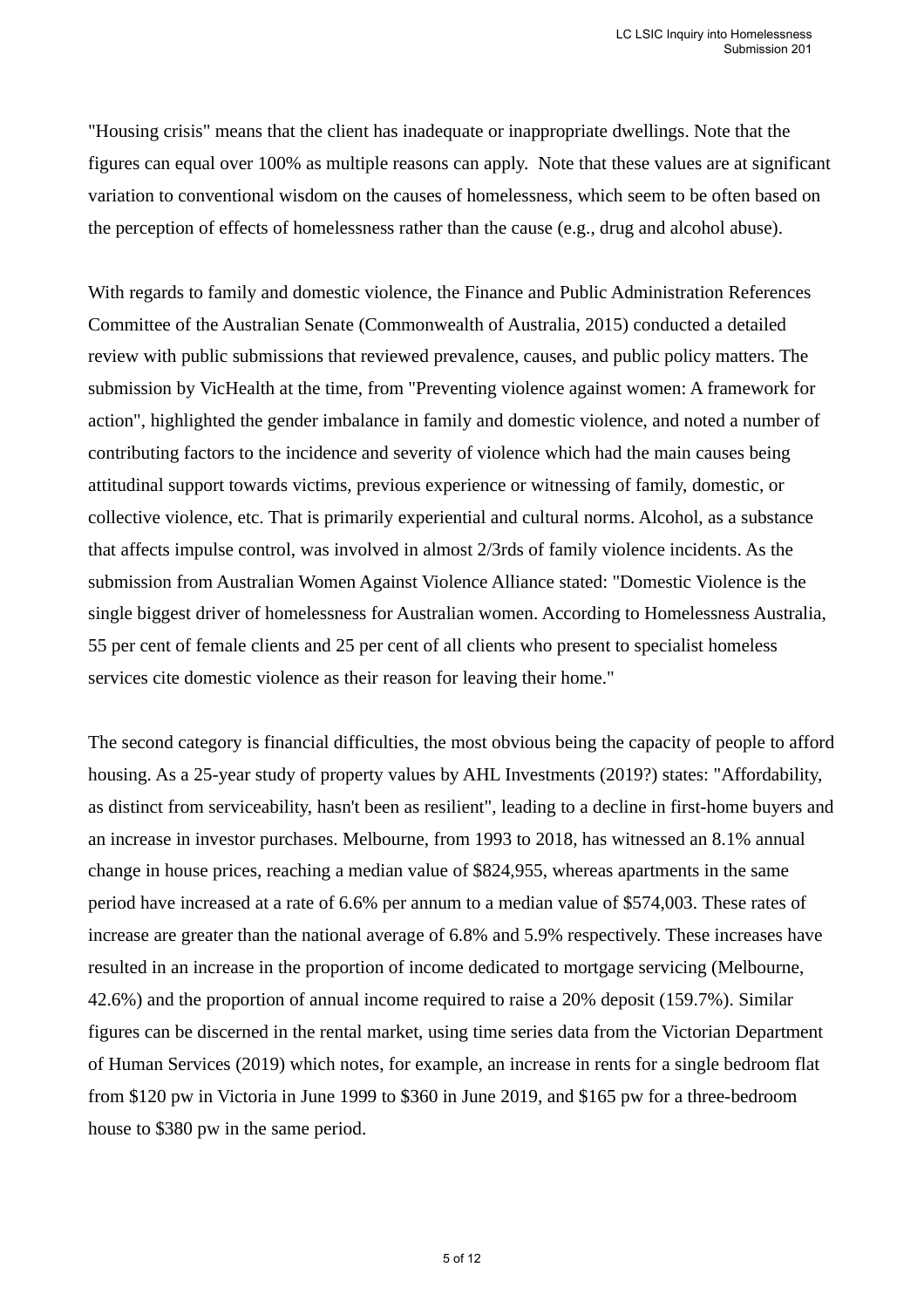"Housing crisis" means that the client has inadequate or inappropriate dwellings. Note that the figures can equal over 100% as multiple reasons can apply.  Note that these values are at significant variation to conventional wisdom on the causes of homelessness, which seem to be often based on the perception of effects of homelessness rather than the cause (e.g., drug and alcohol abuse).

With regards to family and domestic violence, the Finance and Public Administration References Committee of the Australian Senate (Commonwealth of Australia, 2015) conducted a detailed review with public submissions that reviewed prevalence, causes, and public policy matters. The submission by VicHealth at the time, from "Preventing violence against women: A framework for action", highlighted the gender imbalance in family and domestic violence, and noted a number of contributing factors to the incidence and severity of violence which had the main causes being attitudinal support towards victims, previous experience or witnessing of family, domestic, or collective violence, etc. That is primarily experiential and cultural norms. Alcohol, as a substance that affects impulse control, was involved in almost 2/3rds of family violence incidents. As the submission from Australian Women Against Violence Alliance stated: "Domestic Violence is the single biggest driver of homelessness for Australian women. According to Homelessness Australia, 55 per cent of female clients and 25 per cent of all clients who present to specialist homeless services cite domestic violence as their reason for leaving their home."

The second category is financial difficulties, the most obvious being the capacity of people to afford housing. As a 25-year study of property values by AHL Investments (2019?) states: "Affordability, as distinct from serviceability, hasn't been as resilient", leading to a decline in first-home buyers and an increase in investor purchases. Melbourne, from 1993 to 2018, has witnessed an 8.1% annual change in house prices, reaching a median value of $824,955, whereas apartments in the same period have increased at a rate of 6.6% per annum to a median value of $574,003. These rates of increase are greater than the national average of 6.8% and 5.9% respectively. These increases have resulted in an increase in the proportion of income dedicated to mortgage servicing (Melbourne, 42.6%) and the proportion of annual income required to raise a 20% deposit (159.7%). Similar figures can be discerned in the rental market, using time series data from the Victorian Department of Human Services (2019) which notes, for example, an increase in rents for a single bedroom flat from $120 pw in Victoria in June 1999 to $360 in June 2019, and $165 pw for a three-bedroom house to $380 pw in the same period.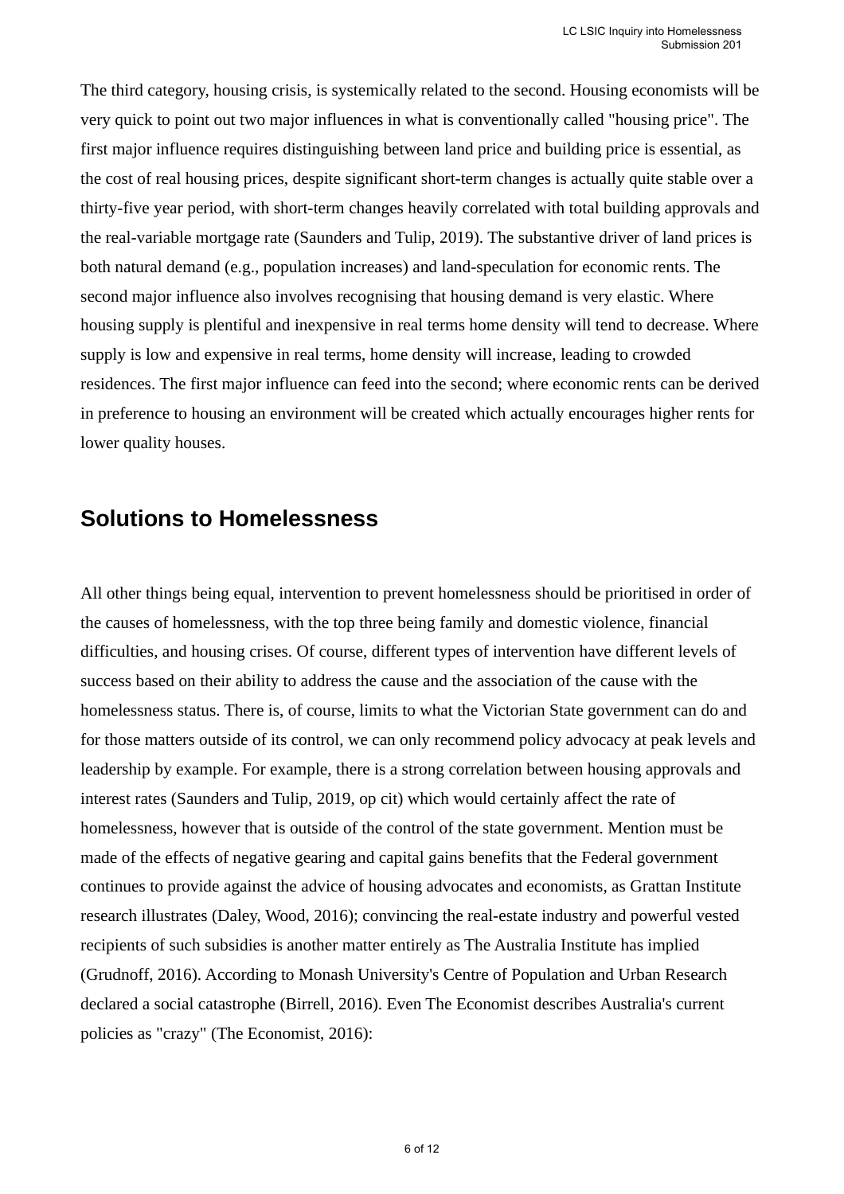The third category, housing crisis, is systemically related to the second. Housing economists will be very quick to point out two major influences in what is conventionally called "housing price". The first major influence requires distinguishing between land price and building price is essential, as the cost of real housing prices, despite significant short-term changes is actually quite stable over a thirty-five year period, with short-term changes heavily correlated with total building approvals and the real-variable mortgage rate (Saunders and Tulip, 2019). The substantive driver of land prices is both natural demand (e.g., population increases) and land-speculation for economic rents. The second major influence also involves recognising that housing demand is very elastic. Where housing supply is plentiful and inexpensive in real terms home density will tend to decrease. Where supply is low and expensive in real terms, home density will increase, leading to crowded residences. The first major influence can feed into the second; where economic rents can be derived in preference to housing an environment will be created which actually encourages higher rents for lower quality houses.

## Solutions to Homelessness

All other things being equal, intervention to prevent homelessness should be prioritised in order of the causes of homelessness, with the top three being family and domestic violence, financial difficulties, and housing crises. Of course, different types of intervention have different levels of success based on their ability to address the cause and the association of the cause with the homelessness status. There is, of course, limits to what the Victorian State government can do and for those matters outside of its control, we can only recommend policy advocacy at peak levels and leadership by example. For example, there is a strong correlation between housing approvals and interest rates (Saunders and Tulip, 2019, op cit) which would certainly affect the rate of homelessness, however that is outside of the control of the state government. Mention must be made of the effects of negative gearing and capital gains benefits that the Federal government continues to provide against the advice of housing advocates and economists, as Grattan Institute research illustrates (Daley, Wood, 2016); convincing the real-estate industry and powerful vested recipients of such subsidies is another matter entirely as The Australia Institute has implied (Grudnoff, 2016). According to Monash University's Centre of Population and Urban Research declared a social catastrophe (Birrell, 2016). Even The Economist describes Australia's current policies as "crazy" (The Economist, 2016):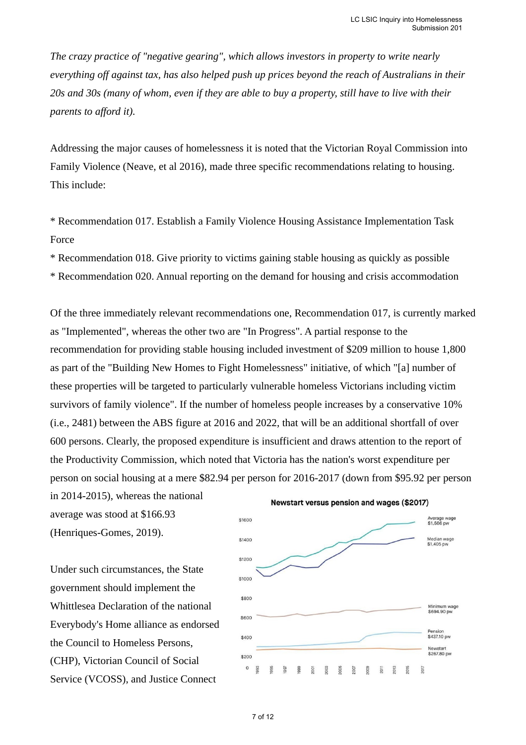*The crazy practice of "negative gearing", which allows investors in property to write nearly everything off against tax, has also helped push up prices beyond the reach of Australians in their 20s and 30s (many of whom, even if they are able to buy a property, still have to live with their parents to afford it).*

Addressing the major causes of homelessness it is noted that the Victorian Royal Commission into Family Violence (Neave, et al 2016), made three specific recommendations relating to housing. This include:

* Recommendation 017. Establish a Family Violence Housing Assistance Implementation Task Force
* Recommendation 018. Give priority to victims gaining stable housing as quickly as possible
* Recommendation 020. Annual reporting on the demand for housing and crisis accommodation

Of the three immediately relevant recommendations one, Recommendation 017, is currently marked as "Implemented", whereas the other two are "In Progress". A partial response to the recommendation for providing stable housing included investment of $209 million to house 1,800 as part of the "Building New Homes to Fight Homelessness" initiative, of which "[a] number of these properties will be targeted to particularly vulnerable homeless Victorians including victim survivors of family violence". If the number of homeless people increases by a conservative 10% (i.e., 2481) between the ABS figure at 2016 and 2022, that will be an additional shortfall of over 600 persons. Clearly, the proposed expenditure is insufficient and draws attention to the report of the Productivity Commission, which noted that Victoria has the nation's worst expenditure per person on social housing at a mere $82.94 per person for 2016-2017 (down from $95.92 per person in 2014-2015), whereas the national average was stood at $166.93 (Henriques-Gomes, 2019).

Newstart versus pension and wages ($2017)

Under such circumstances, the State government should implement the Whittlesea Declaration of the national Everybody's Home alliance as endorsed the Council to Homeless Persons, (CHP), Victorian Council of Social Service (VCOSS), and Justice Connect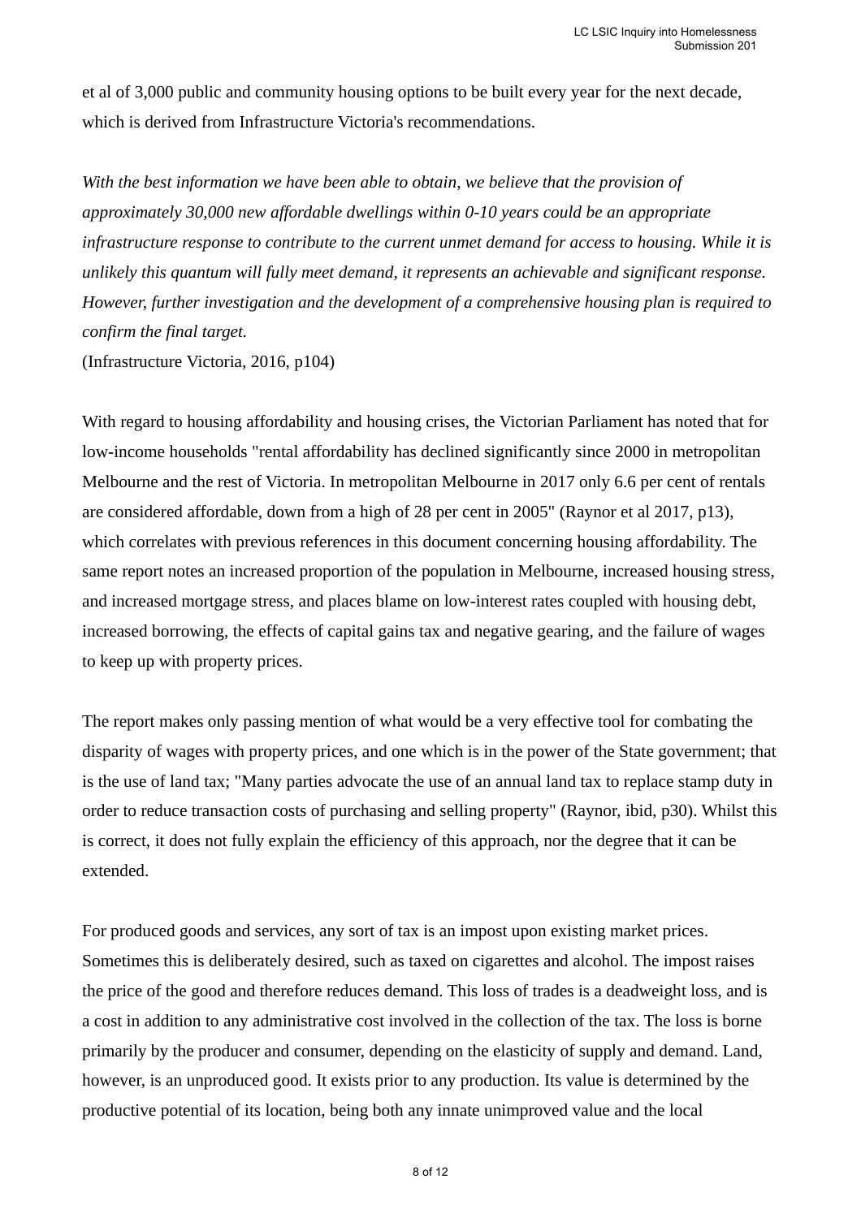et al of 3,000 public and community housing options to be built every year for the next decade, which is derived from Infrastructure Victoria's recommendations.

*With the best information we have been able to obtain, we believe that the provision of approximately 30,000 new affordable dwellings within 0-10 years could be an appropriate infrastructure response to contribute to the current unmet demand for access to housing. While it is unlikely this quantum will fully meet demand, it represents an achievable and significant response. However, further investigation and the development of a comprehensive housing plan is required to confirm the final target.*
(Infrastructure Victoria, 2016, p104)

With regard to housing affordability and housing crises, the Victorian Parliament has noted that for low-income households "rental affordability has declined significantly since 2000 in metropolitan Melbourne and the rest of Victoria. In metropolitan Melbourne in 2017 only 6.6 per cent of rentals are considered affordable, down from a high of 28 per cent in 2005" (Raynor et al 2017, p13), which correlates with previous references in this document concerning housing affordability. The same report notes an increased proportion of the population in Melbourne, increased housing stress, and increased mortgage stress, and places blame on low-interest rates coupled with housing debt, increased borrowing, the effects of capital gains tax and negative gearing, and the failure of wages to keep up with property prices.

The report makes only passing mention of what would be a very effective tool for combating the disparity of wages with property prices, and one which is in the power of the State government; that is the use of land tax; "Many parties advocate the use of an annual land tax to replace stamp duty in order to reduce transaction costs of purchasing and selling property" (Raynor, ibid, p30). Whilst this is correct, it does not fully explain the efficiency of this approach, nor the degree that it can be extended.

For produced goods and services, any sort of tax is an impost upon existing market prices. Sometimes this is deliberately desired, such as taxed on cigarettes and alcohol. The impost raises the price of the good and therefore reduces demand. This loss of trades is a deadweight loss, and is a cost in addition to any administrative cost involved in the collection of the tax. The loss is borne primarily by the producer and consumer, depending on the elasticity of supply and demand. Land, however, is an unproduced good. It exists prior to any production. Its value is determined by the productive potential of its location, being both any innate unimproved value and the local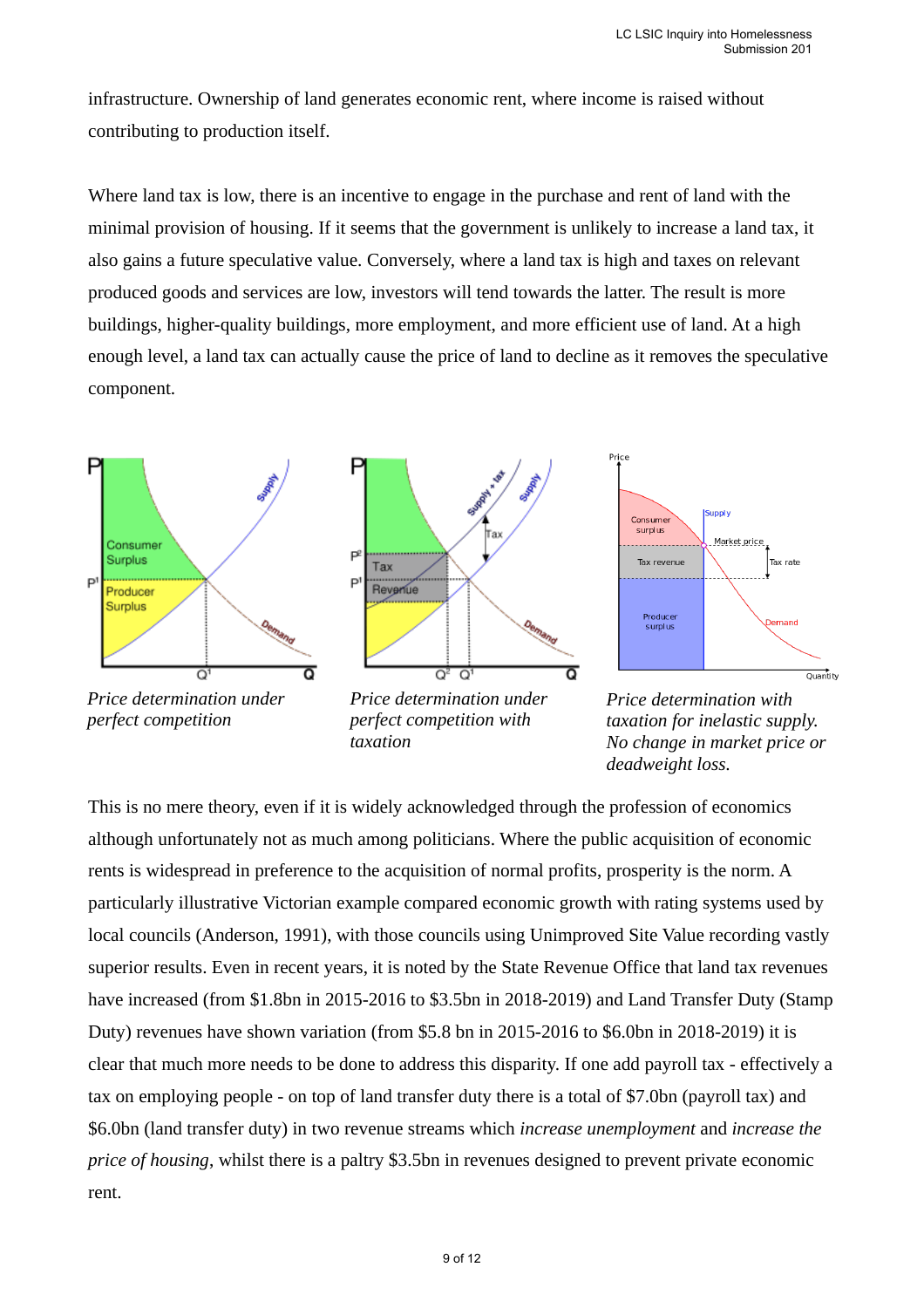infrastructure. Ownership of land generates economic rent, where income is raised without contributing to production itself.

Where land tax is low, there is an incentive to engage in the purchase and rent of land with the minimal provision of housing. If it seems that the government is unlikely to increase a land tax, it also gains a future speculative value. Conversely, where a land tax is high and taxes on relevant produced goods and services are low, investors will tend towards the latter. The result is more buildings, higher-quality buildings, more employment, and more efficient use of land. At a high enough level, a land tax can actually cause the price of land to decline as it removes the speculative component.

*Price determination under perfect competition*

*Price determination under perfect competition with taxation*

*Price determination with taxation for inelastic supply. No change in market price or deadweight loss.*

This is no mere theory, even if it is widely acknowledged through the profession of economics although unfortunately not as much among politicians. Where the public acquisition of economic rents is widespread in preference to the acquisition of normal profits, prosperity is the norm. A particularly illustrative Victorian example compared economic growth with rating systems used by local councils (Anderson, 1991), with those councils using Unimproved Site Value recording vastly superior results. Even in recent years, it is noted by the State Revenue Office that land tax revenues have increased (from $1.8bn in 2015-2016 to $3.5bn in 2018-2019) and Land Transfer Duty (Stamp Duty) revenues have shown variation (from $5.8 bn in 2015-2016 to $6.0bn in 2018-2019) it is clear that much more needs to be done to address this disparity. If one add payroll tax - effectively a tax on employing people - on top of land transfer duty there is a total of $7.0bn (payroll tax) and $6.0bn (land transfer duty) in two revenue streams which *increase unemployment* and *increase the price of housing*, whilst there is a paltry $3.5bn in revenues designed to prevent private economic rent.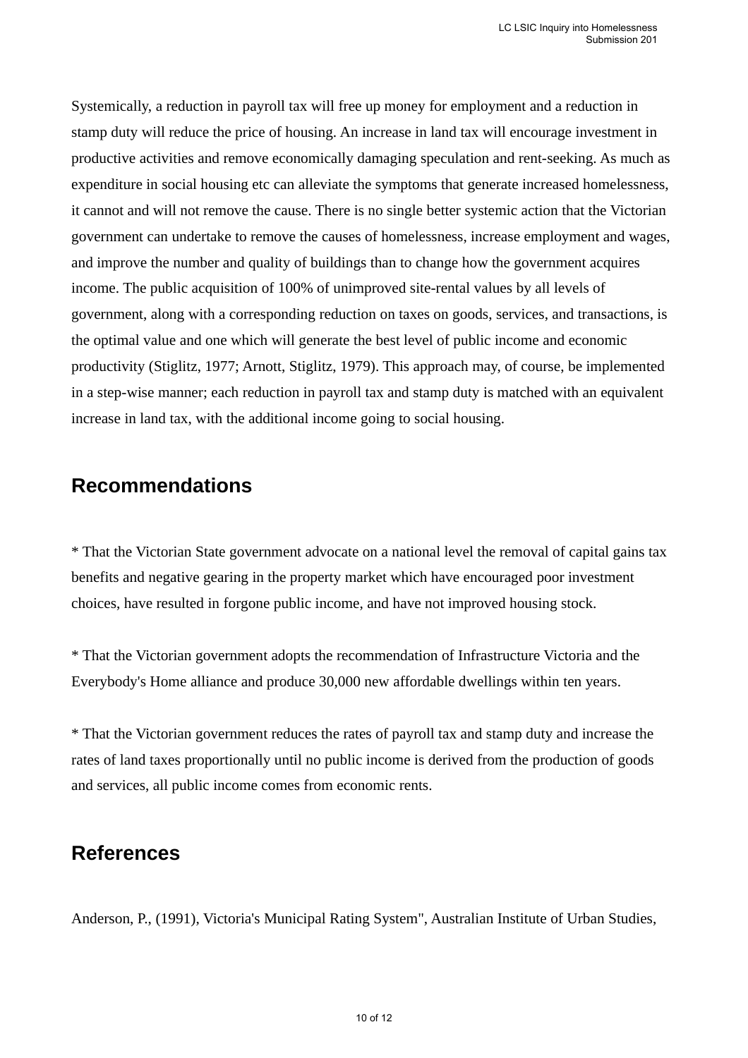Systemically, a reduction in payroll tax will free up money for employment and a reduction in stamp duty will reduce the price of housing. An increase in land tax will encourage investment in productive activities and remove economically damaging speculation and rent-seeking. As much as expenditure in social housing etc can alleviate the symptoms that generate increased homelessness, it cannot and will not remove the cause. There is no single better systemic action that the Victorian government can undertake to remove the causes of homelessness, increase employment and wages, and improve the number and quality of buildings than to change how the government acquires income. The public acquisition of 100% of unimproved site-rental values by all levels of government, along with a corresponding reduction on taxes on goods, services, and transactions, is the optimal value and one which will generate the best level of public income and economic productivity (Stiglitz, 1977; Arnott, Stiglitz, 1979). This approach may, of course, be implemented in a step-wise manner; each reduction in payroll tax and stamp duty is matched with an equivalent increase in land tax, with the additional income going to social housing.

## Recommendations

* That the Victorian State government advocate on a national level the removal of capital gains tax benefits and negative gearing in the property market which have encouraged poor investment choices, have resulted in forgone public income, and have not improved housing stock.

* That the Victorian government adopts the recommendation of Infrastructure Victoria and the Everybody's Home alliance and produce 30,000 new affordable dwellings within ten years.

* That the Victorian government reduces the rates of payroll tax and stamp duty and increase the rates of land taxes proportionally until no public income is derived from the production of goods and services, all public income comes from economic rents.

## References

Anderson, P., (1991), Victoria's Municipal Rating System", Australian Institute of Urban Studies,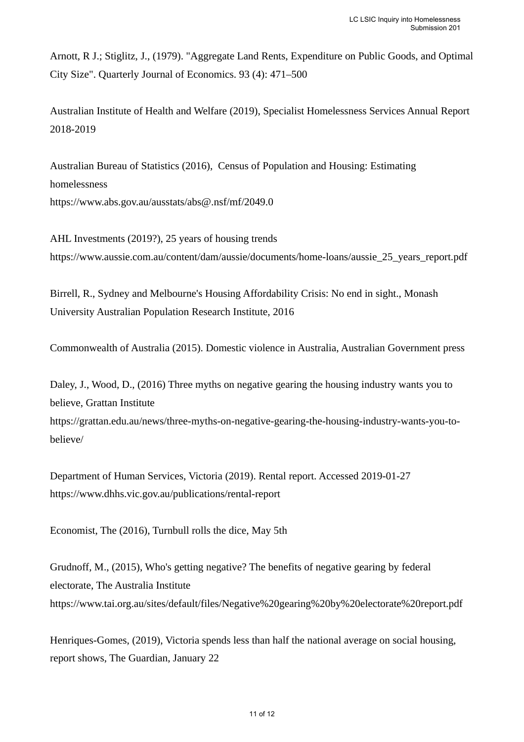Arnott, R J.; Stiglitz, J., (1979). "Aggregate Land Rents, Expenditure on Public Goods, and Optimal City Size". Quarterly Journal of Economics. 93 (4): 471–500

Australian Institute of Health and Welfare (2019), Specialist Homelessness Services Annual Report 2018-2019

Australian Bureau of Statistics (2016), Census of Population and Housing: Estimating homelessness
https://www.abs.gov.au/ausstats/abs@.nsf/mf/2049.0

AHL Investments (2019?), 25 years of housing trends
https://www.aussie.com.au/content/dam/aussie/documents/home-loans/aussie_25_years_report.pdf

Birrell, R., Sydney and Melbourne's Housing Affordability Crisis: No end in sight., Monash University Australian Population Research Institute, 2016

Commonwealth of Australia (2015). Domestic violence in Australia, Australian Government press

Daley, J., Wood, D., (2016) Three myths on negative gearing the housing industry wants you to believe, Grattan Institute
https://grattan.edu.au/news/three-myths-on-negative-gearing-the-housing-industry-wants-you-to-believe/

Department of Human Services, Victoria (2019). Rental report. Accessed 2019-01-27
https://www.dhhs.vic.gov.au/publications/rental-report

Economist, The (2016), Turnbull rolls the dice, May 5th

Grudnoff, M., (2015), Who's getting negative? The benefits of negative gearing by federal electorate, The Australia Institute
https://www.tai.org.au/sites/default/files/Negative%20gearing%20by%20electorate%20report.pdf

Henriques-Gomes, (2019), Victoria spends less than half the national average on social housing, report shows, The Guardian, January 22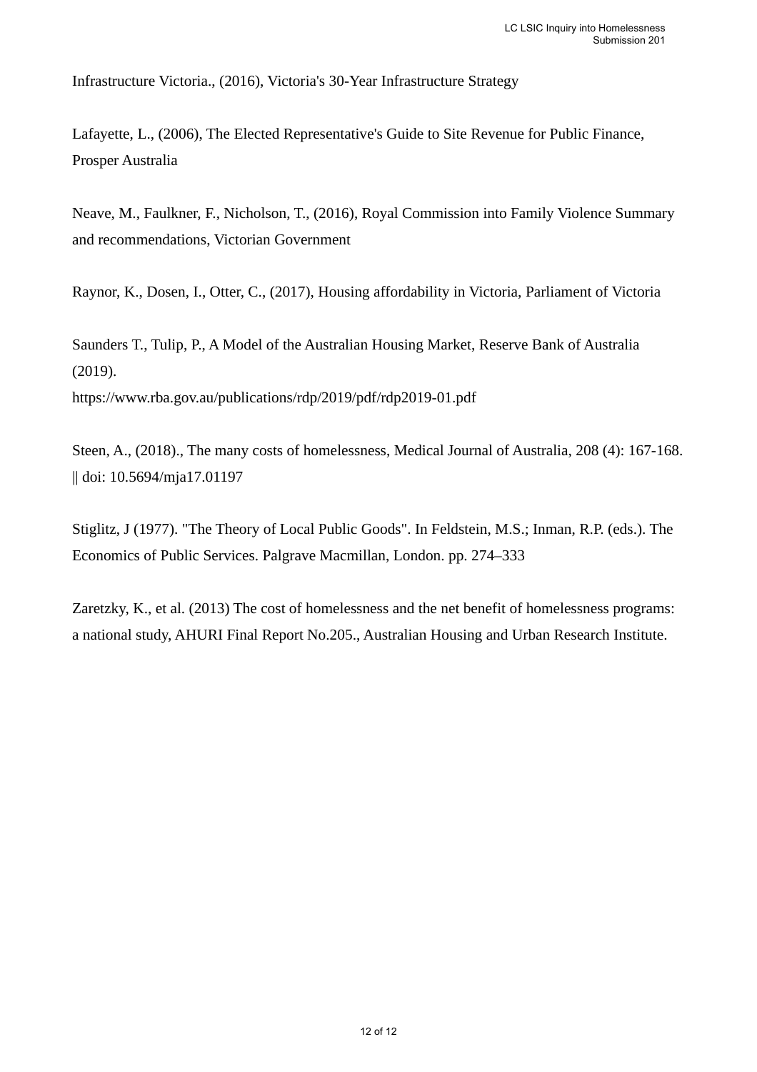Infrastructure Victoria., (2016), Victoria's 30-Year Infrastructure Strategy

Lafayette, L., (2006), The Elected Representative's Guide to Site Revenue for Public Finance, Prosper Australia

Neave, M., Faulkner, F., Nicholson, T., (2016), Royal Commission into Family Violence Summary and recommendations, Victorian Government

Raynor, K., Dosen, I., Otter, C., (2017), Housing affordability in Victoria, Parliament of Victoria

Saunders T., Tulip, P., A Model of the Australian Housing Market, Reserve Bank of Australia (2019).
https://www.rba.gov.au/publications/rdp/2019/pdf/rdp2019-01.pdf

Steen, A., (2018)., The many costs of homelessness, Medical Journal of Australia, 208 (4): 167-168. || doi: 10.5694/mja17.01197

Stiglitz, J (1977). "The Theory of Local Public Goods". In Feldstein, M.S.; Inman, R.P. (eds.). The Economics of Public Services. Palgrave Macmillan, London. pp. 274–333

Zaretzky, K., et al. (2013) The cost of homelessness and the net benefit of homelessness programs: a national study, AHURI Final Report No.205., Australian Housing and Urban Research Institute.